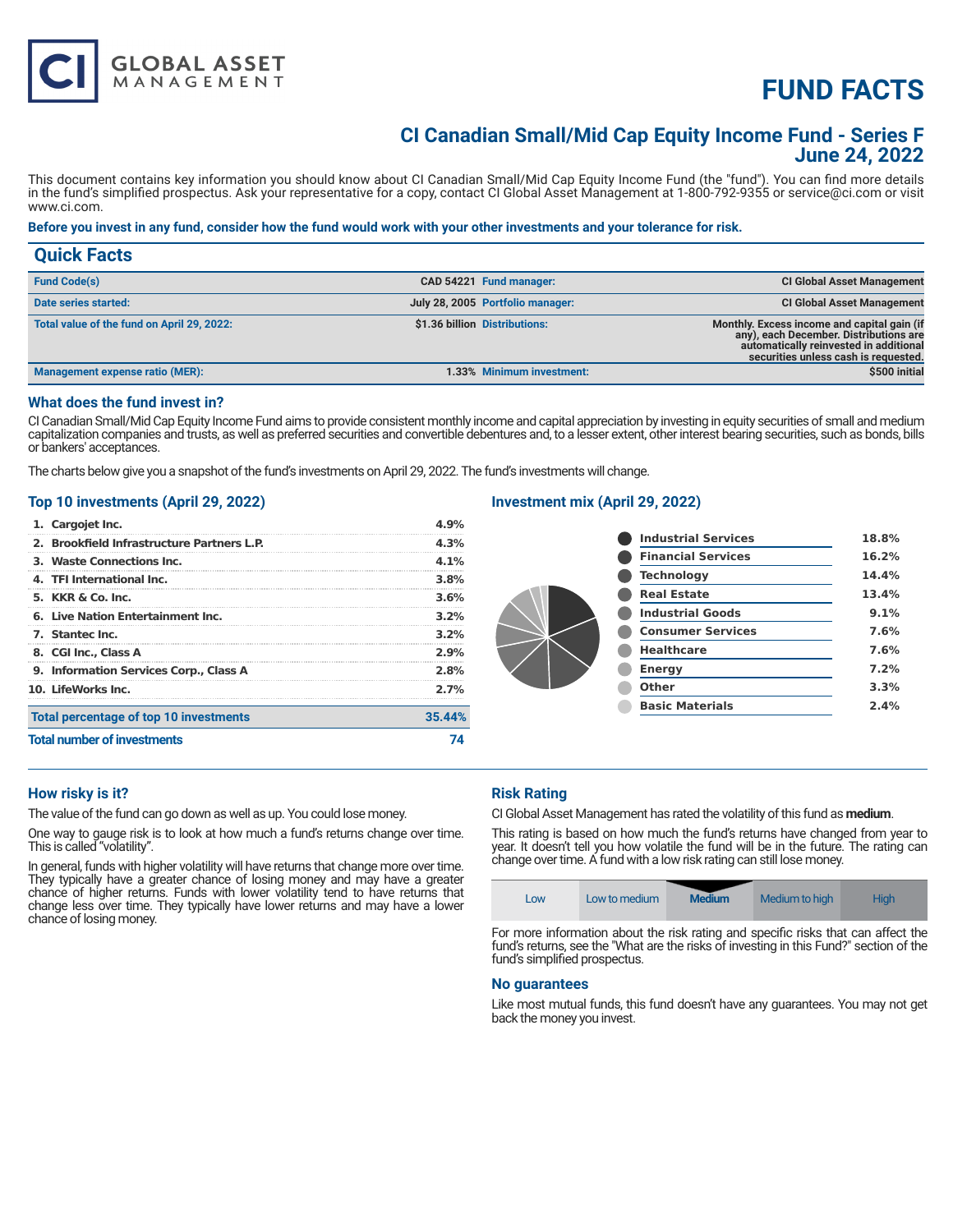# FUND FACTS

## CI Canadian Small/Mid Cap Equity Income Fund - Series F
## June 24, 2022

This document contains key information you should know about CI Canadian Small/Mid Cap Equity Income Fund (the "fund"). You can find more details in the fund's simplified prospectus. Ask your representative for a copy, contact CI Global Asset Management at 1-800-792-9355 or service@ci.com or visit www.ci.com.

**Before you invest in any fund, consider how the fund would work with your other investments and your tolerance for risk.**

## Quick Facts

| | | | |
|---|---|---|---|
| Fund Code(s) | CAD 54221 | Fund manager: | CI Global Asset Management |
| Date series started: | July 28, 2005 | Portfolio manager: | CI Global Asset Management |
| Total value of the fund on April 29, 2022: | $1.36 billion | Distributions: | Monthly. Excess income and capital gain (if any), each December. Distributions are automatically reinvested in additional securities unless cash is requested. |
| Management expense ratio (MER): | 1.33% | Minimum investment: | $500 initial |

## What does the fund invest in?

CI Canadian Small/Mid Cap Equity Income Fund aims to provide consistent monthly income and capital appreciation by investing in equity securities of small and medium capitalization companies and trusts, as well as preferred securities and convertible debentures and, to a lesser extent, other interest bearing securities, such as bonds, bills or bankers' acceptances.

The charts below give you a snapshot of the fund's investments on April 29, 2022. The fund's investments will change.

### Top 10 investments (April 29, 2022)

| | |
|---|---|
| 1. Cargojet Inc. | 4.9% |
| 2. Brookfield Infrastructure Partners L.P. | 4.3% |
| 3. Waste Connections Inc. | 4.1% |
| 4. TFI International Inc. | 3.8% |
| 5. KKR & Co. Inc. | 3.6% |
| 6. Live Nation Entertainment Inc. | 3.2% |
| 7. Stantec Inc. | 3.2% |
| 8. CGI Inc., Class A | 2.9% |
| 9. Information Services Corp., Class A | 2.8% |
| 10. LifeWorks Inc. | 2.7% |
| **Total percentage of top 10 investments** | **35.44%** |
| **Total number of investments** | **74** |

### Investment mix (April 29, 2022)

| | |
|---|---|
| Industrial Services | 18.8% |
| Financial Services | 16.2% |
| Technology | 14.4% |
| Real Estate | 13.4% |
| Industrial Goods | 9.1% |
| Consumer Services | 7.6% |
| Healthcare | 7.6% |
| Energy | 7.2% |
| Other | 3.3% |
| Basic Materials | 2.4% |

## How risky is it?

The value of the fund can go down as well as up. You could lose money.

One way to gauge risk is to look at how much a fund's returns change over time. This is called "volatility".

In general, funds with higher volatility will have returns that change more over time. They typically have a greater chance of losing money and may have a greater chance of higher returns. Funds with lower volatility tend to have returns that change less over time. They typically have lower returns and may have a lower chance of losing money.

## Risk Rating

CI Global Asset Management has rated the volatility of this fund as **medium**.

This rating is based on how much the fund's returns have changed from year to year. It doesn't tell you how volatile the fund will be in the future. The rating can change over time. A fund with a low risk rating can still lose money.

| Low | Low to medium | **Medium** | Medium to high | High |
|---|---|---|---|---|

For more information about the risk rating and specific risks that can affect the fund's returns, see the "What are the risks of investing in this Fund?" section of the fund's simplified prospectus.

## No guarantees

Like most mutual funds, this fund doesn't have any guarantees. You may not get back the money you invest.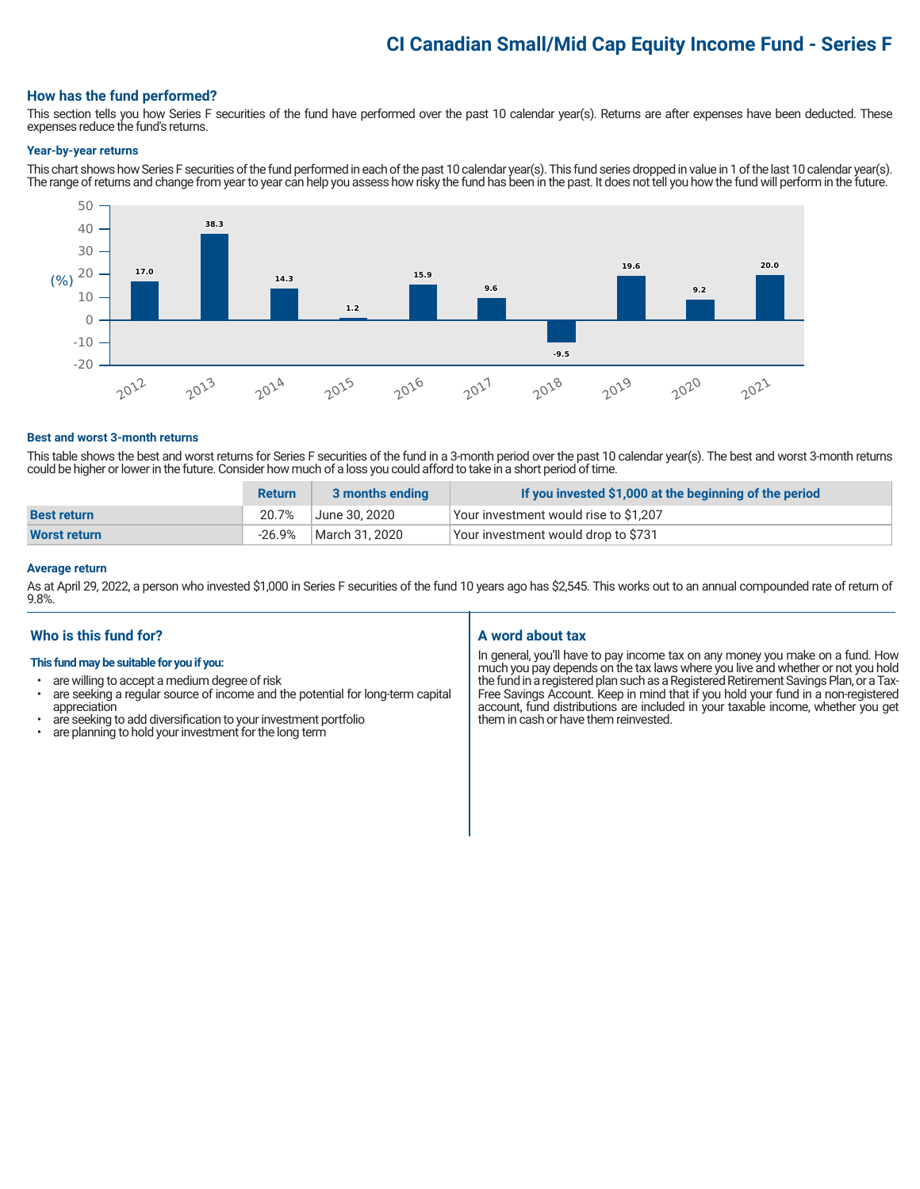# CI Canadian Small/Mid Cap Equity Income Fund - Series F

## How has the fund performed?

This section tells you how Series F securities of the fund have performed over the past 10 calendar year(s). Returns are after expenses have been deducted. These expenses reduce the fund's returns.

### Year-by-year returns

This chart shows how Series F securities of the fund performed in each of the past 10 calendar year(s). This fund series dropped in value in 1 of the last 10 calendar year(s). The range of returns and change from year to year can help you assess how risky the fund has been in the past. It does not tell you how the fund will perform in the future.

| Year | 2012 | 2013 | 2014 | 2015 | 2016 | 2017 | 2018 | 2019 | 2020 | 2021 |
|---|---|---|---|---|---|---|---|---|---|---|
| Return (%) | 17.0 | 38.3 | 14.3 | 1.2 | 15.9 | 9.6 | -9.5 | 19.6 | 9.2 | 20.0 |

### Best and worst 3-month returns

This table shows the best and worst returns for Series F securities of the fund in a 3-month period over the past 10 calendar year(s). The best and worst 3-month returns could be higher or lower in the future. Consider how much of a loss you could afford to take in a short period of time.

| | Return | 3 months ending | If you invested $1,000 at the beginning of the period |
|---|---|---|---|
| **Best return** | 20.7% | June 30, 2020 | Your investment would rise to $1,207 |
| **Worst return** | -26.9% | March 31, 2020 | Your investment would drop to $731 |

### Average return

As at April 29, 2022, a person who invested $1,000 in Series F securities of the fund 10 years ago has $2,545. This works out to an annual compounded rate of return of 9.8%.

## Who is this fund for?

**This fund may be suitable for you if you:**

- are willing to accept a medium degree of risk
- are seeking a regular source of income and the potential for long-term capital appreciation
- are seeking to add diversification to your investment portfolio
- are planning to hold your investment for the long term

## A word about tax

In general, you'll have to pay income tax on any money you make on a fund. How much you pay depends on the tax laws where you live and whether or not you hold the fund in a registered plan such as a Registered Retirement Savings Plan, or a Tax-Free Savings Account. Keep in mind that if you hold your fund in a non-registered account, fund distributions are included in your taxable income, whether you get them in cash or have them reinvested.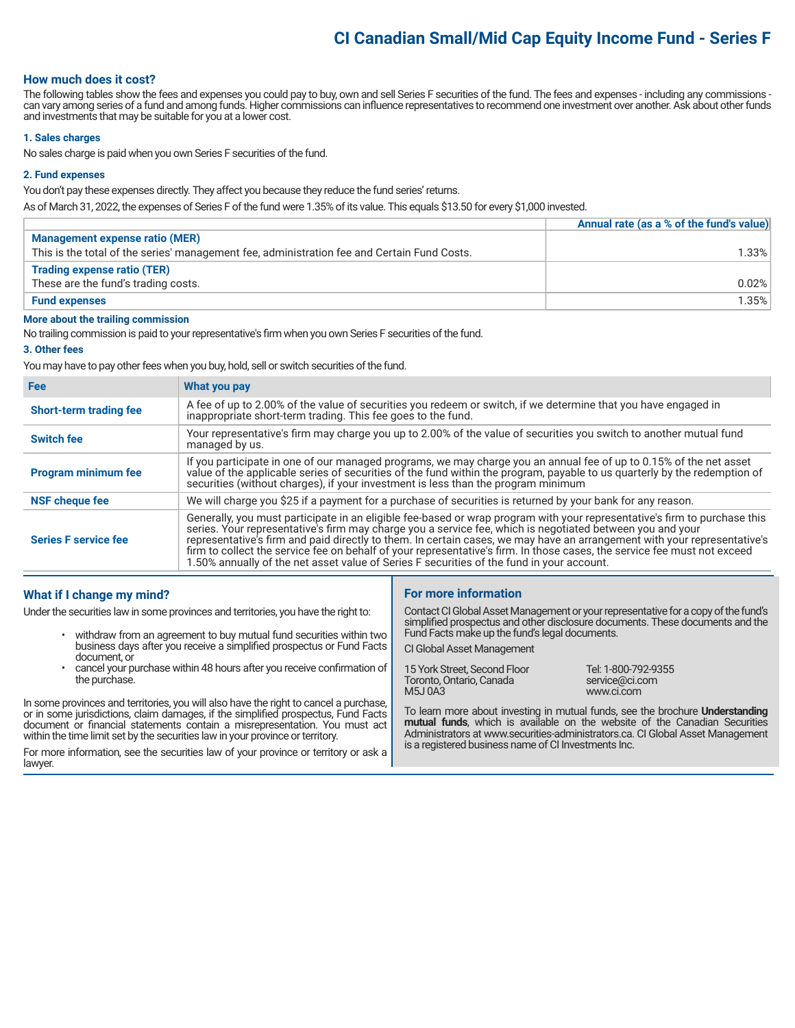# CI Canadian Small/Mid Cap Equity Income Fund - Series F

## How much does it cost?

The following tables show the fees and expenses you could pay to buy, own and sell Series F securities of the fund. The fees and expenses - including any commissions - can vary among series of a fund and among funds. Higher commissions can influence representatives to recommend one investment over another. Ask about other funds and investments that may be suitable for you at a lower cost.

### 1. Sales charges

No sales charge is paid when you own Series F securities of the fund.

### 2. Fund expenses

You don't pay these expenses directly. They affect you because they reduce the fund series' returns.

As of March 31, 2022, the expenses of Series F of the fund were 1.35% of its value. This equals $13.50 for every $1,000 invested.

| | Annual rate (as a % of the fund's value) |
|---|---|
| **Management expense ratio (MER)**<br>This is the total of the series' management fee, administration fee and Certain Fund Costs. | 1.33% |
| **Trading expense ratio (TER)**<br>These are the fund's trading costs. | 0.02% |
| **Fund expenses** | 1.35% |

#### More about the trailing commission

No trailing commission is paid to your representative's firm when you own Series F securities of the fund.

### 3. Other fees

You may have to pay other fees when you buy, hold, sell or switch securities of the fund.

| Fee | What you pay |
|---|---|
| **Short-term trading fee** | A fee of up to 2.00% of the value of securities you redeem or switch, if we determine that you have engaged in inappropriate short-term trading. This fee goes to the fund. |
| **Switch fee** | Your representative's firm may charge you up to 2.00% of the value of securities you switch to another mutual fund managed by us. |
| **Program minimum fee** | If you participate in one of our managed programs, we may charge you an annual fee of up to 0.15% of the net asset value of the applicable series of securities of the fund within the program, payable to us quarterly by the redemption of securities (without charges), if your investment is less than the program minimum |
| **NSF cheque fee** | We will charge you $25 if a payment for a purchase of securities is returned by your bank for any reason. |
| **Series F service fee** | Generally, you must participate in an eligible fee-based or wrap program with your representative's firm to purchase this series. Your representative's firm may charge you a service fee, which is negotiated between you and your representative's firm and paid directly to them. In certain cases, we may have an arrangement with your representative's firm to collect the service fee on behalf of your representative's firm. In those cases, the service fee must not exceed 1.50% annually of the net asset value of Series F securities of the fund in your account. |

## What if I change my mind?

Under the securities law in some provinces and territories, you have the right to:

- withdraw from an agreement to buy mutual fund securities within two business days after you receive a simplified prospectus or Fund Facts document, or
- cancel your purchase within 48 hours after you receive confirmation of the purchase.

In some provinces and territories, you will also have the right to cancel a purchase, or in some jurisdictions, claim damages, if the simplified prospectus, Fund Facts document or financial statements contain a misrepresentation. You must act within the time limit set by the securities law in your province or territory.

For more information, see the securities law of your province or territory or ask a lawyer.

## For more information

Contact CI Global Asset Management or your representative for a copy of the fund's simplified prospectus and other disclosure documents. These documents and the Fund Facts make up the fund's legal documents.

CI Global Asset Management

15 York Street, Second Floor
Toronto, Ontario, Canada
M5J 0A3

Tel: 1-800-792-9355
service@ci.com
www.ci.com

To learn more about investing in mutual funds, see the brochure **Understanding mutual funds**, which is available on the website of the Canadian Securities Administrators at www.securities-administrators.ca. CI Global Asset Management is a registered business name of CI Investments Inc.